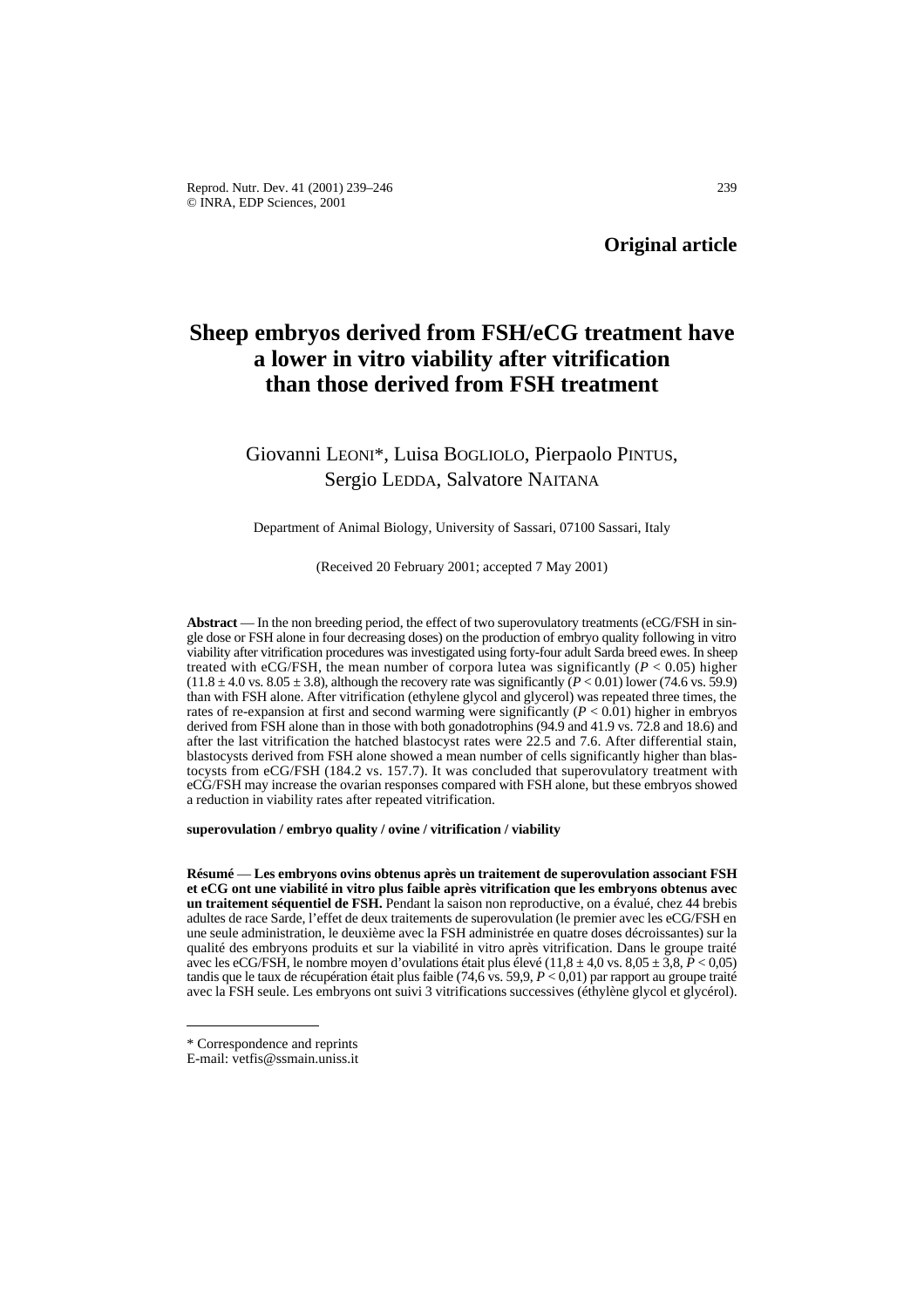**Original article**

# Sheep embryos derived from FSH/eCG treatment have a lower in vitro viability after vitrification than those derived from FSH treatment

Giovanni LEONI*, Luisa BOGLIOLO, Pierpaolo PINTUS, Sergio LEDDA, Salvatore NAITANA

Department of Animal Biology, University of Sassari, 07100 Sassari, Italy

(Received 20 February 2001; accepted 7 May 2001)

**Abstract** — In the non breeding period, the effect of two superovulatory treatments (eCG/FSH in single dose or FSH alone in four decreasing doses) on the production of embryo quality following in vitro viability after vitrification procedures was investigated using forty-four adult Sarda breed ewes. In sheep treated with eCG/FSH, the mean number of corpora lutea was significantly ($P < 0.05$) higher ($11.8 \pm 4.0$ vs. $8.05 \pm 3.8$), although the recovery rate was significantly ($P < 0.01$) lower (74.6 vs. 59.9) than with FSH alone. After vitrification (ethylene glycol and glycerol) was repeated three times, the rates of re-expansion at first and second warming were significantly ($P < 0.01$) higher in embryos derived from FSH alone than in those with both gonadotrophins (94.9 and 41.9 vs. 72.8 and 18.6) and after the last vitrification the hatched blastocyst rates were 22.5 and 7.6. After differential stain, blastocysts derived from FSH alone showed a mean number of cells significantly higher than blastocysts from eCG/FSH (184.2 vs. 157.7). It was concluded that superovulatory treatment with eCG/FSH may increase the ovarian responses compared with FSH alone, but these embryos showed a reduction in viability rates after repeated vitrification.

**superovulation / embryo quality / ovine / vitrification / viability**

**Résumé** — **Les embryons ovins obtenus après un traitement de superovulation associant FSH et eCG ont une viabilité in vitro plus faible après vitrification que les embryons obtenus avec un traitement séquentiel de FSH.** Pendant la saison non reproductive, on a évalué, chez 44 brebis adultes de race Sarde, l'effet de deux traitements de superovulation (le premier avec les eCG/FSH en une seule administration, le deuxième avec la FSH administrée en quatre doses décroissantes) sur la qualité des embryons produits et sur la viabilité in vitro après vitrification. Dans le groupe traité avec les eCG/FSH, le nombre moyen d'ovulations était plus élevé ($11,8 \pm 4,0$ vs. $8,05 \pm 3,8$, $P < 0,05$) tandis que le taux de récupération était plus faible (74,6 vs. 59,9, $P < 0,01$) par rapport au groupe traité avec la FSH seule. Les embryons ont suivi 3 vitrifications successives (éthylène glycol et glycérol).

---

\* Correspondence and reprints
E-mail: vetfis@ssmain.uniss.it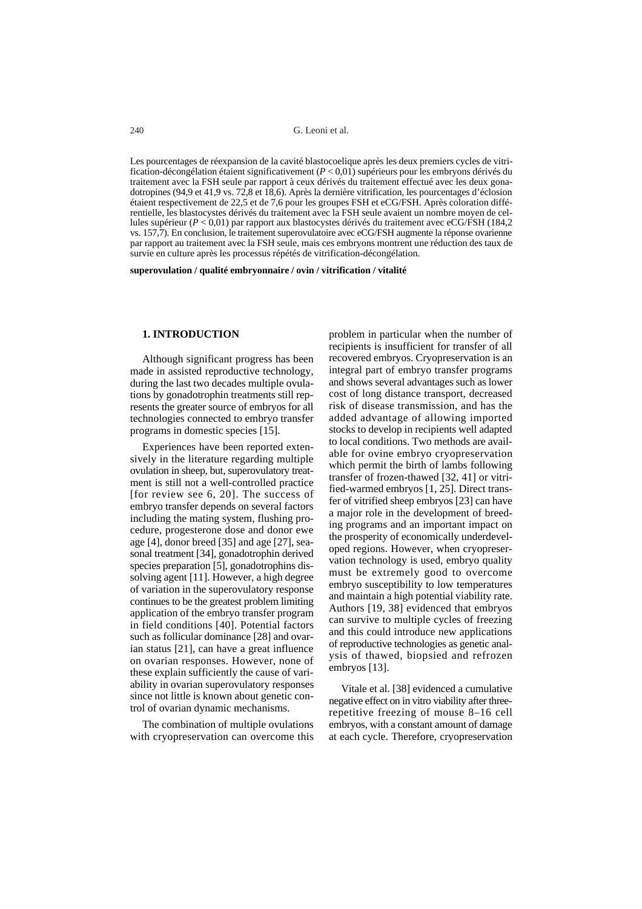Les pourcentages de réexpansion de la cavité blastocoelique après les deux premiers cycles de vitrification-décongélation étaient significativement ($P < 0,01$) supérieurs pour les embryons dérivés du traitement avec la FSH seule par rapport à ceux dérivés du traitement effectué avec les deux gonadotropines (94,9 et 41,9 vs. 72,8 et 18,6). Après la dernière vitrification, les pourcentages d'éclosion étaient respectivement de 22,5 et de 7,6 pour les groupes FSH et eCG/FSH. Après coloration différentielle, les blastocystes dérivés du traitement avec la FSH seule avaient un nombre moyen de cellules supérieur ($P < 0,01$) par rapport aux blastocystes dérivés du traitement avec eCG/FSH (184,2 vs. 157,7). En conclusion, le traitement superovulatoire avec eCG/FSH augmente la réponse ovarienne par rapport au traitement avec la FSH seule, mais ces embryons montrent une réduction des taux de survie en culture après les processus répétés de vitrification-décongélation.

**superovulation / qualité embryonnaire / ovin / vitrification / vitalité**

## 1. INTRODUCTION

Although significant progress has been made in assisted reproductive technology, during the last two decades multiple ovulations by gonadotrophin treatments still represents the greater source of embryos for all technologies connected to embryo transfer programs in domestic species [15].

Experiences have been reported extensively in the literature regarding multiple ovulation in sheep, but, superovulatory treatment is still not a well-controlled practice [for review see 6, 20]. The success of embryo transfer depends on several factors including the mating system, flushing procedure, progesterone dose and donor ewe age [4], donor breed [35] and age [27], seasonal treatment [34], gonadotrophin derived species preparation [5], gonadotrophins dissolving agent [11]. However, a high degree of variation in the superovulatory response continues to be the greatest problem limiting application of the embryo transfer program in field conditions [40]. Potential factors such as follicular dominance [28] and ovarian status [21], can have a great influence on ovarian responses. However, none of these explain sufficiently the cause of variability in ovarian superovulatory responses since not little is known about genetic control of ovarian dynamic mechanisms.

The combination of multiple ovulations with cryopreservation can overcome this problem in particular when the number of recipients is insufficient for transfer of all recovered embryos. Cryopreservation is an integral part of embryo transfer programs and shows several advantages such as lower cost of long distance transport, decreased risk of disease transmission, and has the added advantage of allowing imported stocks to develop in recipients well adapted to local conditions. Two methods are available for ovine embryo cryopreservation which permit the birth of lambs following transfer of frozen-thawed [32, 41] or vitrified-warmed embryos [1, 25]. Direct transfer of vitrified sheep embryos [23] can have a major role in the development of breeding programs and an important impact on the prosperity of economically underdeveloped regions. However, when cryopreservation technology is used, embryo quality must be extremely good to overcome embryo susceptibility to low temperatures and maintain a high potential viability rate. Authors [19, 38] evidenced that embryos can survive to multiple cycles of freezing and this could introduce new applications of reproductive technologies as genetic analysis of thawed, biopsied and refrozen embryos [13].

Vitale et al. [38] evidenced a cumulative negative effect on in vitro viability after three-repetitive freezing of mouse 8–16 cell embryos, with a constant amount of damage at each cycle. Therefore, cryopreservation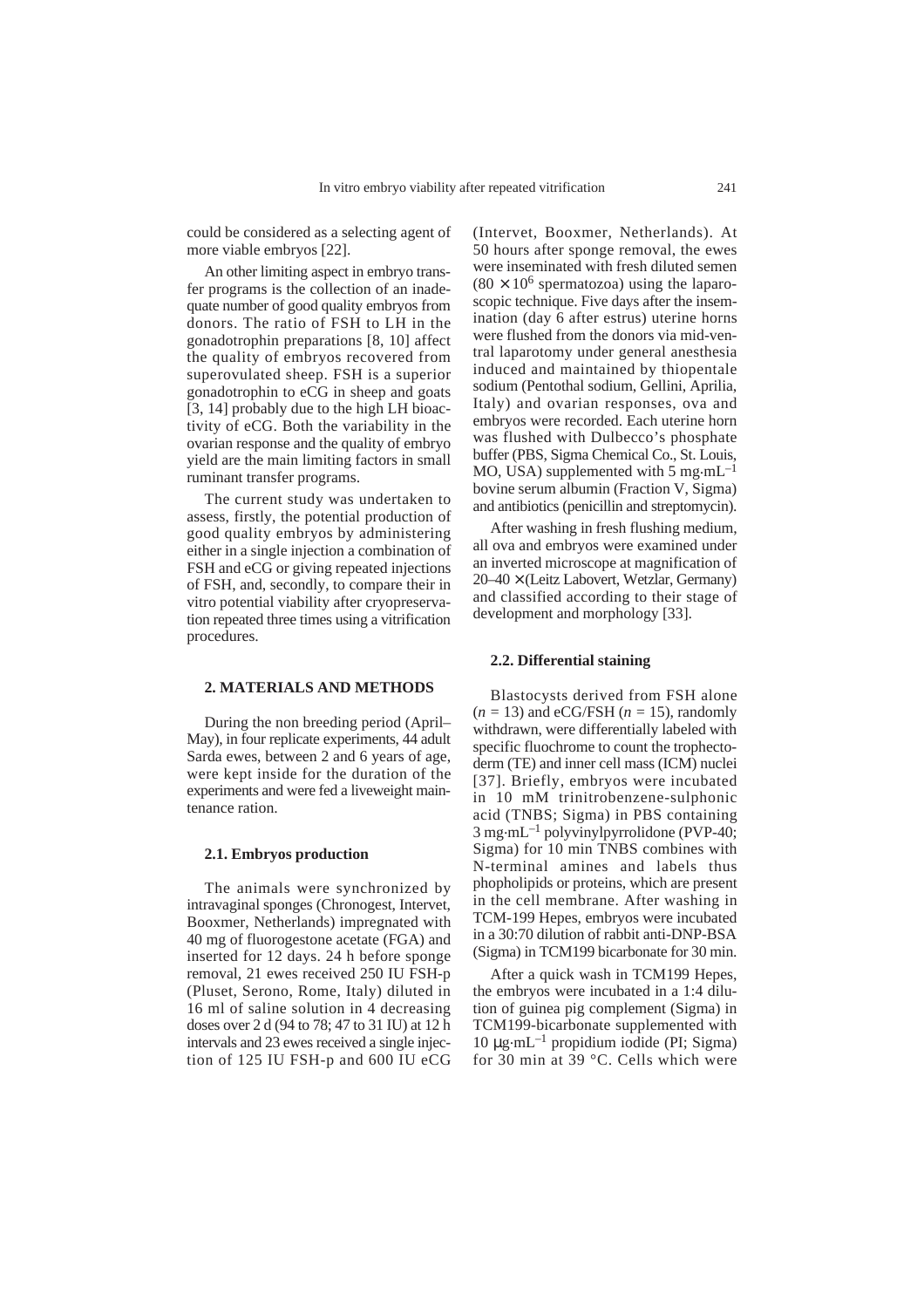could be considered as a selecting agent of more viable embryos [22].

An other limiting aspect in embryo transfer programs is the collection of an inadequate number of good quality embryos from donors. The ratio of FSH to LH in the gonadotrophin preparations [8, 10] affect the quality of embryos recovered from superovulated sheep. FSH is a superior gonadotrophin to eCG in sheep and goats [3, 14] probably due to the high LH bioactivity of eCG. Both the variability in the ovarian response and the quality of embryo yield are the main limiting factors in small ruminant transfer programs.

The current study was undertaken to assess, firstly, the potential production of good quality embryos by administering either in a single injection a combination of FSH and eCG or giving repeated injections of FSH, and, secondly, to compare their in vitro potential viability after cryopreservation repeated three times using a vitrification procedures.

## 2. MATERIALS AND METHODS

During the non breeding period (April–May), in four replicate experiments, 44 adult Sarda ewes, between 2 and 6 years of age, were kept inside for the duration of the experiments and were fed a liveweight maintenance ration.

### 2.1. Embryos production

The animals were synchronized by intravaginal sponges (Chronogest, Intervet, Booxmer, Netherlands) impregnated with 40 mg of fluorogestone acetate (FGA) and inserted for 12 days. 24 h before sponge removal, 21 ewes received 250 IU FSH-p (Pluset, Serono, Rome, Italy) diluted in 16 ml of saline solution in 4 decreasing doses over 2 d (94 to 78; 47 to 31 IU) at 12 h intervals and 23 ewes received a single injection of 125 IU FSH-p and 600 IU eCG (Intervet, Booxmer, Netherlands). At 50 hours after sponge removal, the ewes were inseminated with fresh diluted semen ($80 \times 10^6$ spermatozoa) using the laparoscopic technique. Five days after the insemination (day 6 after estrus) uterine horns were flushed from the donors via mid-ventral laparotomy under general anesthesia induced and maintained by thiopentale sodium (Pentothal sodium, Gellini, Aprilia, Italy) and ovarian responses, ova and embryos were recorded. Each uterine horn was flushed with Dulbecco's phosphate buffer (PBS, Sigma Chemical Co., St. Louis, MO, USA) supplemented with 5 $mg \cdot mL^{-1}$ bovine serum albumin (Fraction V, Sigma) and antibiotics (penicillin and streptomycin).

After washing in fresh flushing medium, all ova and embryos were examined under an inverted microscope at magnification of 20–40 × (Leitz Labovert, Wetzlar, Germany) and classified according to their stage of development and morphology [33].

### 2.2. Differential staining

Blastocysts derived from FSH alone ($n = 13$) and eCG/FSH ($n = 15$), randomly withdrawn, were differentially labeled with specific fluochrome to count the trophectoderm (TE) and inner cell mass (ICM) nuclei [37]. Briefly, embryos were incubated in 10 mM trinitrobenzene-sulphonic acid (TNBS; Sigma) in PBS containing 3 $mg \cdot mL^{-1}$ polyvinylpyrrolidone (PVP-40; Sigma) for 10 min TNBS combines with N-terminal amines and labels thus phopholipids or proteins, which are present in the cell membrane. After washing in TCM-199 Hepes, embryos were incubated in a 30:70 dilution of rabbit anti-DNP-BSA (Sigma) in TCM199 bicarbonate for 30 min.

After a quick wash in TCM199 Hepes, the embryos were incubated in a 1:4 dilution of guinea pig complement (Sigma) in TCM199-bicarbonate supplemented with 10 $\mu g \cdot mL^{-1}$ propidium iodide (PI; Sigma) for 30 min at 39 °C. Cells which were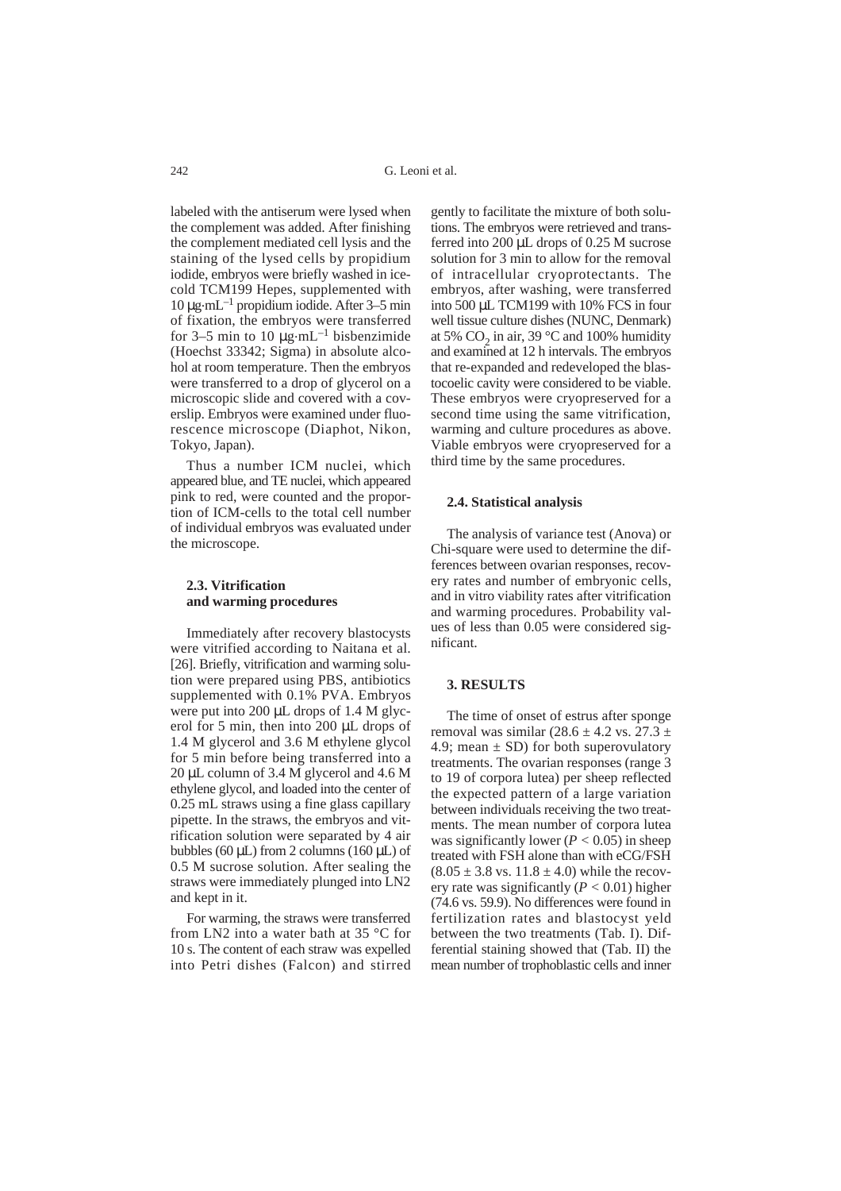labeled with the antiserum were lysed when the complement was added. After finishing the complement mediated cell lysis and the staining of the lysed cells by propidium iodide, embryos were briefly washed in ice-cold TCM199 Hepes, supplemented with 10 μg·mL$^{-1}$ propidium iodide. After 3–5 min of fixation, the embryos were transferred for 3–5 min to 10 μg·mL$^{-1}$ bisbenzimide (Hoechst 33342; Sigma) in absolute alcohol at room temperature. Then the embryos were transferred to a drop of glycerol on a microscopic slide and covered with a coverslip. Embryos were examined under fluorescence microscope (Diaphot, Nikon, Tokyo, Japan).

Thus a number ICM nuclei, which appeared blue, and TE nuclei, which appeared pink to red, were counted and the proportion of ICM-cells to the total cell number of individual embryos was evaluated under the microscope.

### 2.3. Vitrification and warming procedures

Immediately after recovery blastocysts were vitrified according to Naitana et al. [26]. Briefly, vitrification and warming solution were prepared using PBS, antibiotics supplemented with 0.1% PVA. Embryos were put into 200 μL drops of 1.4 M glycerol for 5 min, then into 200 μL drops of 1.4 M glycerol and 3.6 M ethylene glycol for 5 min before being transferred into a 20 μL column of 3.4 M glycerol and 4.6 M ethylene glycol, and loaded into the center of 0.25 mL straws using a fine glass capillary pipette. In the straws, the embryos and vitrification solution were separated by 4 air bubbles (60 μL) from 2 columns (160 μL) of 0.5 M sucrose solution. After sealing the straws were immediately plunged into LN2 and kept in it.

For warming, the straws were transferred from LN2 into a water bath at 35 °C for 10 s. The content of each straw was expelled into Petri dishes (Falcon) and stirred gently to facilitate the mixture of both solutions. The embryos were retrieved and transferred into 200 μL drops of 0.25 M sucrose solution for 3 min to allow for the removal of intracellular cryoprotectants. The embryos, after washing, were transferred into 500 μL TCM199 with 10% FCS in four well tissue culture dishes (NUNC, Denmark) at 5% $CO_2$ in air, 39 °C and 100% humidity and examined at 12 h intervals. The embryos that re-expanded and redeveloped the blastocoelic cavity were considered to be viable. These embryos were cryopreserved for a second time using the same vitrification, warming and culture procedures as above. Viable embryos were cryopreserved for a third time by the same procedures.

### 2.4. Statistical analysis

The analysis of variance test (Anova) or Chi-square were used to determine the differences between ovarian responses, recovery rates and number of embryonic cells, and in vitro viability rates after vitrification and warming procedures. Probability values of less than 0.05 were considered significant.

## 3. RESULTS

The time of onset of estrus after sponge removal was similar ($28.6 \pm 4.2$ vs. $27.3 \pm 4.9$; mean $\pm$ SD) for both superovulatory treatments. The ovarian responses (range 3 to 19 of corpora lutea) per sheep reflected the expected pattern of a large variation between individuals receiving the two treatments. The mean number of corpora lutea was significantly lower ($P < 0.05$) in sheep treated with FSH alone than with eCG/FSH ($8.05 \pm 3.8$ vs. $11.8 \pm 4.0$) while the recovery rate was significantly ($P < 0.01$) higher (74.6 vs. 59.9). No differences were found in fertilization rates and blastocyst yeld between the two treatments (Tab. I). Differential staining showed that (Tab. II) the mean number of trophoblastic cells and inner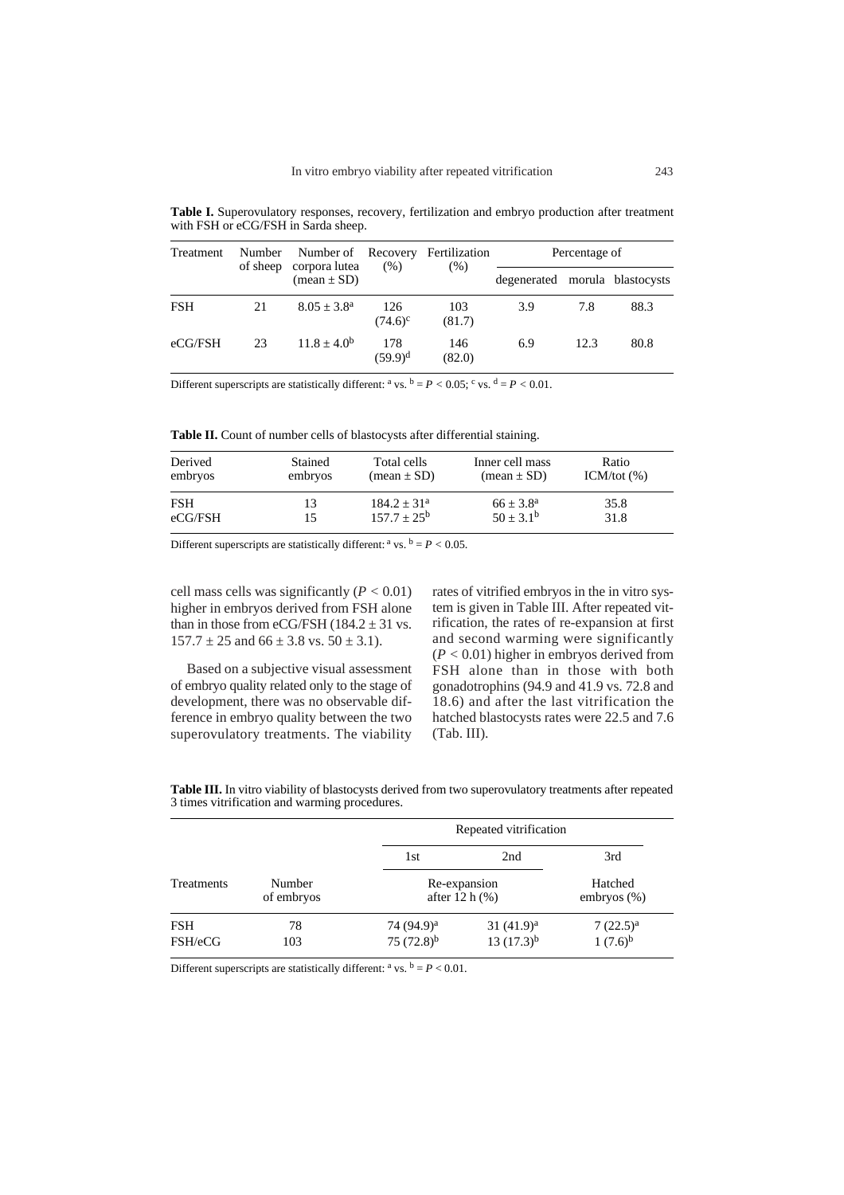**Table I.** Superovulatory responses, recovery, fertilization and embryo production after treatment with FSH or eCG/FSH in Sarda sheep.

| Treatment | Number of sheep | Number of corpora lutea (mean ± SD) | Recovery (%) | Fertilization (%) | Percentage of | | |
|---|---|---|---|---|---|---|---|
| | | | | | degenerated | morula | blastocysts |
| FSH | 21 | $8.05 \pm 3.8^a$ | 126 $(74.6)^c$ | 103 (81.7) | 3.9 | 7.8 | 88.3 |
| eCG/FSH | 23 | $11.8 \pm 4.0^b$ | 178 $(59.9)^d$ | 146 (82.0) | 6.9 | 12.3 | 80.8 |

Different superscripts are statistically different: $^a$ vs. $^b = P < 0.05$; $^c$ vs. $^d = P < 0.01$.

**Table II.** Count of number cells of blastocysts after differential staining.

| Derived embryos | Stained embryos | Total cells (mean ± SD) | Inner cell mass (mean ± SD) | Ratio ICM/tot (%) |
|---|---|---|---|---|
| FSH | 13 | $184.2 \pm 31^a$ | $66 \pm 3.8^a$ | 35.8 |
| eCG/FSH | 15 | $157.7 \pm 25^b$ | $50 \pm 3.1^b$ | 31.8 |

Different superscripts are statistically different: $^a$ vs. $^b = P < 0.05$.

cell mass cells was significantly ($P < 0.01$) higher in embryos derived from FSH alone than in those from eCG/FSH (184.2 ± 31 vs. 157.7 ± 25 and 66 ± 3.8 vs. 50 ± 3.1).

Based on a subjective visual assessment of embryo quality related only to the stage of development, there was no observable difference in embryo quality between the two superovulatory treatments. The viability rates of vitrified embryos in the in vitro system is given in Table III. After repeated vitrification, the rates of re-expansion at first and second warming were significantly ($P < 0.01$) higher in embryos derived from FSH alone than in those with both gonadotrophins (94.9 and 41.9 vs. 72.8 and 18.6) and after the last vitrification the hatched blastocysts rates were 22.5 and 7.6 (Tab. III).

**Table III.** In vitro viability of blastocysts derived from two superovulatory treatments after repeated 3 times vitrification and warming procedures.

| Treatments | Number of embryos | Repeated vitrification | | |
|---|---|---|---|---|
| | | 1st | 2nd | 3rd |
| | | Re-expansion after 12 h (%) | | Hatched embryos (%) |
| FSH | 78 | $74 (94.9)^a$ | $31 (41.9)^a$ | $7 (22.5)^a$ |
| FSH/eCG | 103 | $75 (72.8)^b$ | $13 (17.3)^b$ | $1 (7.6)^b$ |

Different superscripts are statistically different: $^a$ vs. $^b = P < 0.01$.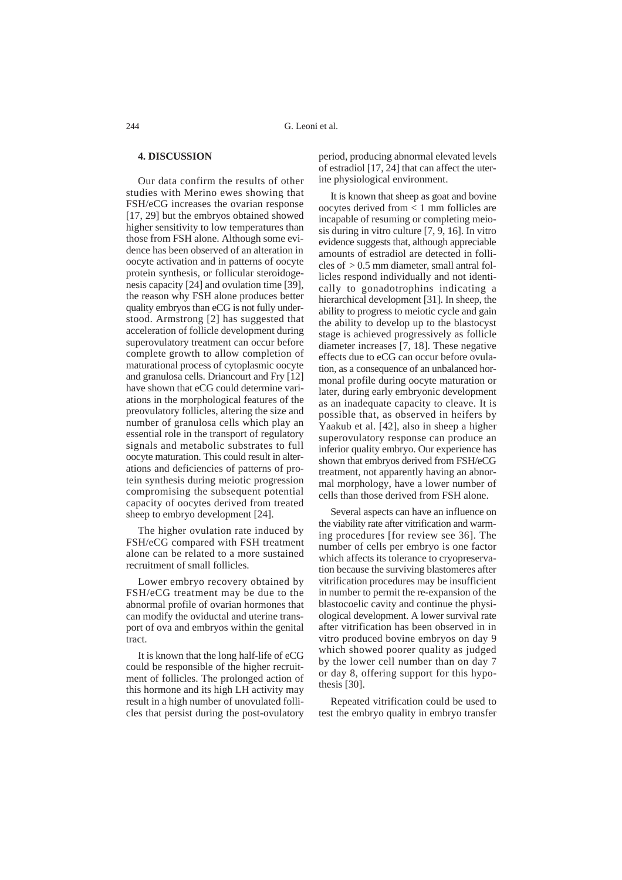## 4. DISCUSSION

Our data confirm the results of other studies with Merino ewes showing that FSH/eCG increases the ovarian response [17, 29] but the embryos obtained showed higher sensitivity to low temperatures than those from FSH alone. Although some evidence has been observed of an alteration in oocyte activation and in patterns of oocyte protein synthesis, or follicular steroidogenesis capacity [24] and ovulation time [39], the reason why FSH alone produces better quality embryos than eCG is not fully understood. Armstrong [2] has suggested that acceleration of follicle development during superovulatory treatment can occur before complete growth to allow completion of maturational process of cytoplasmic oocyte and granulosa cells. Driancourt and Fry [12] have shown that eCG could determine variations in the morphological features of the preovulatory follicles, altering the size and number of granulosa cells which play an essential role in the transport of regulatory signals and metabolic substrates to full oocyte maturation. This could result in alterations and deficiencies of patterns of protein synthesis during meiotic progression compromising the subsequent potential capacity of oocytes derived from treated sheep to embryo development [24].

The higher ovulation rate induced by FSH/eCG compared with FSH treatment alone can be related to a more sustained recruitment of small follicles.

Lower embryo recovery obtained by FSH/eCG treatment may be due to the abnormal profile of ovarian hormones that can modify the oviductal and uterine transport of ova and embryos within the genital tract.

It is known that the long half-life of eCG could be responsible of the higher recruitment of follicles. The prolonged action of this hormone and its high LH activity may result in a high number of unovulated follicles that persist during the post-ovulatory period, producing abnormal elevated levels of estradiol [17, 24] that can affect the uterine physiological environment.

It is known that sheep as goat and bovine oocytes derived from < 1 mm follicles are incapable of resuming or completing meiosis during in vitro culture [7, 9, 16]. In vitro evidence suggests that, although appreciable amounts of estradiol are detected in follicles of > 0.5 mm diameter, small antral follicles respond individually and not identically to gonadotrophins indicating a hierarchical development [31]. In sheep, the ability to progress to meiotic cycle and gain the ability to develop up to the blastocyst stage is achieved progressively as follicle diameter increases [7, 18]. These negative effects due to eCG can occur before ovulation, as a consequence of an unbalanced hormonal profile during oocyte maturation or later, during early embryonic development as an inadequate capacity to cleave. It is possible that, as observed in heifers by Yaakub et al. [42], also in sheep a higher superovulatory response can produce an inferior quality embryo. Our experience has shown that embryos derived from FSH/eCG treatment, not apparently having an abnormal morphology, have a lower number of cells than those derived from FSH alone.

Several aspects can have an influence on the viability rate after vitrification and warming procedures [for review see 36]. The number of cells per embryo is one factor which affects its tolerance to cryopreservation because the surviving blastomeres after vitrification procedures may be insufficient in number to permit the re-expansion of the blastocoelic cavity and continue the physiological development. A lower survival rate after vitrification has been observed in in vitro produced bovine embryos on day 9 which showed poorer quality as judged by the lower cell number than on day 7 or day 8, offering support for this hypothesis [30].

Repeated vitrification could be used to test the embryo quality in embryo transfer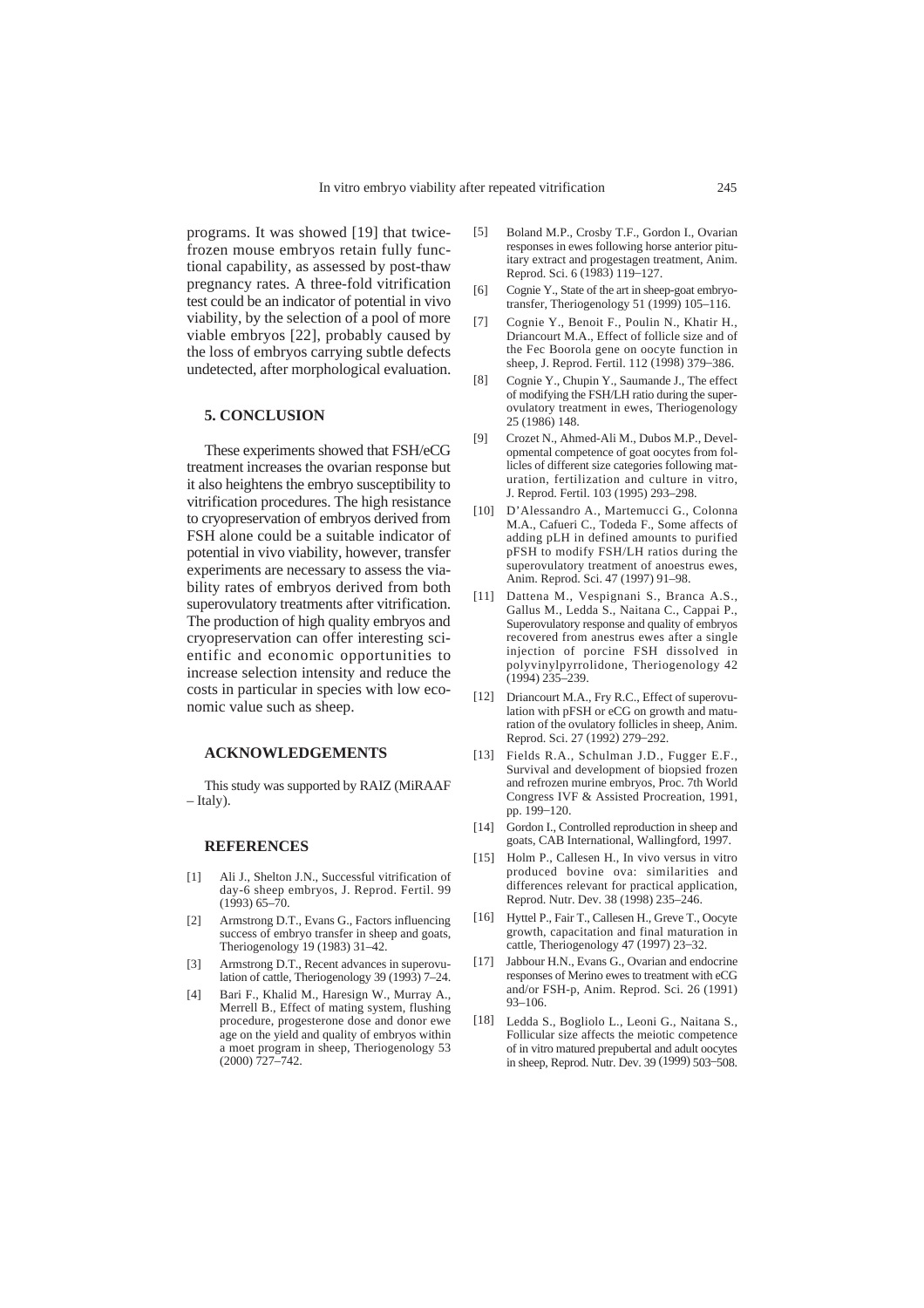programs. It was showed [19] that twice-frozen mouse embryos retain fully functional capability, as assessed by post-thaw pregnancy rates. A three-fold vitrification test could be an indicator of potential in vivo viability, by the selection of a pool of more viable embryos [22], probably caused by the loss of embryos carrying subtle defects undetected, after morphological evaluation.

## 5. CONCLUSION

These experiments showed that FSH/eCG treatment increases the ovarian response but it also heightens the embryo susceptibility to vitrification procedures. The high resistance to cryopreservation of embryos derived from FSH alone could be a suitable indicator of potential in vivo viability, however, transfer experiments are necessary to assess the viability rates of embryos derived from both superovulatory treatments after vitrification. The production of high quality embryos and cryopreservation can offer interesting scientific and economic opportunities to increase selection intensity and reduce the costs in particular in species with low economic value such as sheep.

## ACKNOWLEDGEMENTS

This study was supported by RAIZ (MiRAAF – Italy).

## REFERENCES

[1] Ali J., Shelton J.N., Successful vitrification of day-6 sheep embryos, J. Reprod. Fertil. 99 (1993) 65–70.

[2] Armstrong D.T., Evans G., Factors influencing success of embryo transfer in sheep and goats, Theriogenology 19 (1983) 31–42.

[3] Armstrong D.T., Recent advances in superovulation of cattle, Theriogenology 39 (1993) 7–24.

[4] Bari F., Khalid M., Haresign W., Murray A., Merrell B., Effect of mating system, flushing procedure, progesterone dose and donor ewe age on the yield and quality of embryos within a moet program in sheep, Theriogenology 53 (2000) 727–742.

[5] Boland M.P., Crosby T.F., Gordon I., Ovarian responses in ewes following horse anterior pituitary extract and progestagen treatment, Anim. Reprod. Sci. 6 (1983) 119–127.

[6] Cognie Y., State of the art in sheep-goat embryo-transfer, Theriogenology 51 (1999) 105–116.

[7] Cognie Y., Benoit F., Poulin N., Khatir H., Driancourt M.A., Effect of follicle size and of the Fec Boorola gene on oocyte function in sheep, J. Reprod. Fertil. 112 (1998) 379–386.

[8] Cognie Y., Chupin Y., Saumande J., The effect of modifying the FSH/LH ratio during the superovulatory treatment in ewes, Theriogenology 25 (1986) 148.

[9] Crozet N., Ahmed-Ali M., Dubos M.P., Developmental competence of goat oocytes from follicles of different size categories following maturation, fertilization and culture in vitro, J. Reprod. Fertil. 103 (1995) 293–298.

[10] D'Alessandro A., Martemucci G., Colonna M.A., Cafueri C., Todeda F., Some affects of adding pLH in defined amounts to purified pFSH to modify FSH/LH ratios during the superovulatory treatment of anoestrus ewes, Anim. Reprod. Sci. 47 (1997) 91–98.

[11] Dattena M., Vespignani S., Branca A.S., Gallus M., Ledda S., Naitana C., Cappai P., Superovulatory response and quality of embryos recovered from anestrus ewes after a single injection of porcine FSH dissolved in polyvinylpyrrolidone, Theriogenology 42 (1994) 235–239.

[12] Driancourt M.A., Fry R.C., Effect of superovulation with pFSH or eCG on growth and maturation of the ovulatory follicles in sheep, Anim. Reprod. Sci. 27 (1992) 279–292.

[13] Fields R.A., Schulman J.D., Fugger E.F., Survival and development of biopsied frozen and refrozen murine embryos, Proc. 7th World Congress IVF & Assisted Procreation, 1991, pp. 199–120.

[14] Gordon I., Controlled reproduction in sheep and goats, CAB International, Wallingford, 1997.

[15] Holm P., Callesen H., In vivo versus in vitro produced bovine ova: similarities and differences relevant for practical application, Reprod. Nutr. Dev. 38 (1998) 235–246.

[16] Hyttel P., Fair T., Callesen H., Greve T., Oocyte growth, capacitation and final maturation in cattle, Theriogenology 47 (1997) 23–32.

[17] Jabbour H.N., Evans G., Ovarian and endocrine responses of Merino ewes to treatment with eCG and/or FSH-p, Anim. Reprod. Sci. 26 (1991) 93–106.

[18] Ledda S., Bogliolo L., Leoni G., Naitana S., Follicular size affects the meiotic competence of in vitro matured prepubertal and adult oocytes in sheep, Reprod. Nutr. Dev. 39 (1999) 503–508.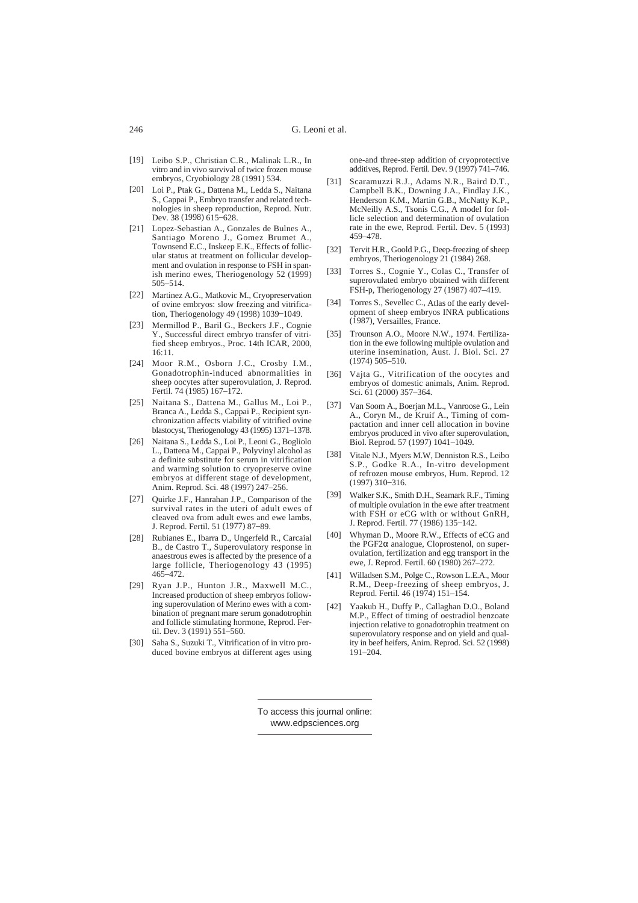[19] Leibo S.P., Christian C.R., Malinak L.R., In vitro and in vivo survival of twice frozen mouse embryos, Cryobiology 28 (1991) 534.

[20] Loi P., Ptak G., Dattena M., Ledda S., Naitana S., Cappai P., Embryo transfer and related technologies in sheep reproduction, Reprod. Nutr. Dev. 38 (1998) 615–628.

[21] Lopez-Sebastian A., Gonzales de Bulnes A., Santiago Moreno J., Gomez Brumet A., Townsend E.C., Inskeep E.K., Effects of follicular status at treatment on follicular development and ovulation in response to FSH in spanish merino ewes, Theriogenology 52 (1999) 505–514.

[22] Martinez A.G., Matkovic M., Cryopreservation of ovine embryos: slow freezing and vitrification, Theriogenology 49 (1998) 1039–1049.

[23] Mermillod P., Baril G., Beckers J.F., Cognie Y., Successful direct embryo transfer of vitrified sheep embryos., Proc. 14th ICAR, 2000, 16:11.

[24] Moor R.M., Osborn J.C., Crosby I.M., Gonadotrophin-induced abnormalities in sheep oocytes after superovulation, J. Reprod. Fertil. 74 (1985) 167–172.

[25] Naitana S., Dattena M., Gallus M., Loi P., Branca A., Ledda S., Cappai P., Recipient synchronization affects viability of vitrified ovine blastocyst, Theriogenology 43 (1995) 1371–1378.

[26] Naitana S., Ledda S., Loi P., Leoni G., Bogliolo L., Dattena M., Cappai P., Polyvinyl alcohol as a definite substitute for serum in vitrification and warming solution to cryopreserve ovine embryos at different stage of development, Anim. Reprod. Sci. 48 (1997) 247–256.

[27] Quirke J.F., Hanrahan J.P., Comparison of the survival rates in the uteri of adult ewes of cleaved ova from adult ewes and ewe lambs, J. Reprod. Fertil. 51 (1977) 87–89.

[28] Rubianes E., Ibarra D., Ungerfeld R., Carcaial B., de Castro T., Superovulatory response in anaestrous ewes is affected by the presence of a large follicle, Theriogenology 43 (1995) 465–472.

[29] Ryan J.P., Hunton J.R., Maxwell M.C., Increased production of sheep embryos following superovulation of Merino ewes with a combination of pregnant mare serum gonadotrophin and follicle stimulating hormone, Reprod. Fertil. Dev. 3 (1991) 551–560.

[30] Saha S., Suzuki T., Vitrification of in vitro produced bovine embryos at different ages using one-and three-step addition of cryoprotective additives, Reprod. Fertil. Dev. 9 (1997) 741–746.

[31] Scaramuzzi R.J., Adams N.R., Baird D.T., Campbell B.K., Downing J.A., Findlay J.K., Henderson K.M., Martin G.B., McNatty K.P., McNeilly A.S., Tsonis C.G., A model for follicle selection and determination of ovulation rate in the ewe, Reprod. Fertil. Dev. 5 (1993) 459–478.

[32] Tervit H.R., Goold P.G., Deep-freezing of sheep embryos, Theriogenology 21 (1984) 268.

[33] Torres S., Cognie Y., Colas C., Transfer of superovulated embryo obtained with different FSH-p, Theriogenology 27 (1987) 407–419.

[34] Torres S., Sevellec C., Atlas of the early development of sheep embryos INRA publications (1987), Versailles, France.

[35] Trounson A.O., Moore N.W., 1974. Fertilization in the ewe following multiple ovulation and uterine insemination, Aust. J. Biol. Sci. 27 (1974) 505–510.

[36] Vajta G., Vitrification of the oocytes and embryos of domestic animals, Anim. Reprod. Sci. 61 (2000) 357–364.

[37] Van Soom A., Boerjan M.L., Vanroose G., Lein A., Coryn M., de Kruif A., Timing of compactation and inner cell allocation in bovine embryos produced in vivo after superovulation, Biol. Reprod. 57 (1997) 1041–1049.

[38] Vitale N.J., Myers M.W, Denniston R.S., Leibo S.P., Godke R.A., In-vitro development of refrozen mouse embryos, Hum. Reprod. 12 (1997) 310–316.

[39] Walker S.K., Smith D.H., Seamark R.F., Timing of multiple ovulation in the ewe after treatment with FSH or eCG with or without GnRH, J. Reprod. Fertil. 77 (1986) 135–142.

[40] Whyman D., Moore R.W., Effects of eCG and the PGF2α analogue, Cloprostenol, on superovulation, fertilization and egg transport in the ewe, J. Reprod. Fertil. 60 (1980) 267–272.

[41] Willadsen S.M., Polge C., Rowson L.E.A., Moor R.M., Deep-freezing of sheep embryos, J. Reprod. Fertil. 46 (1974) 151–154.

[42] Yaakub H., Duffy P., Callaghan D.O., Boland M.P., Effect of timing of oestradiol benzoate injection relative to gonadotrophin treatment on superovulatory response and on yield and quality in beef heifers, Anim. Reprod. Sci. 52 (1998) 191–204.

To access this journal online:
www.edpsciences.org